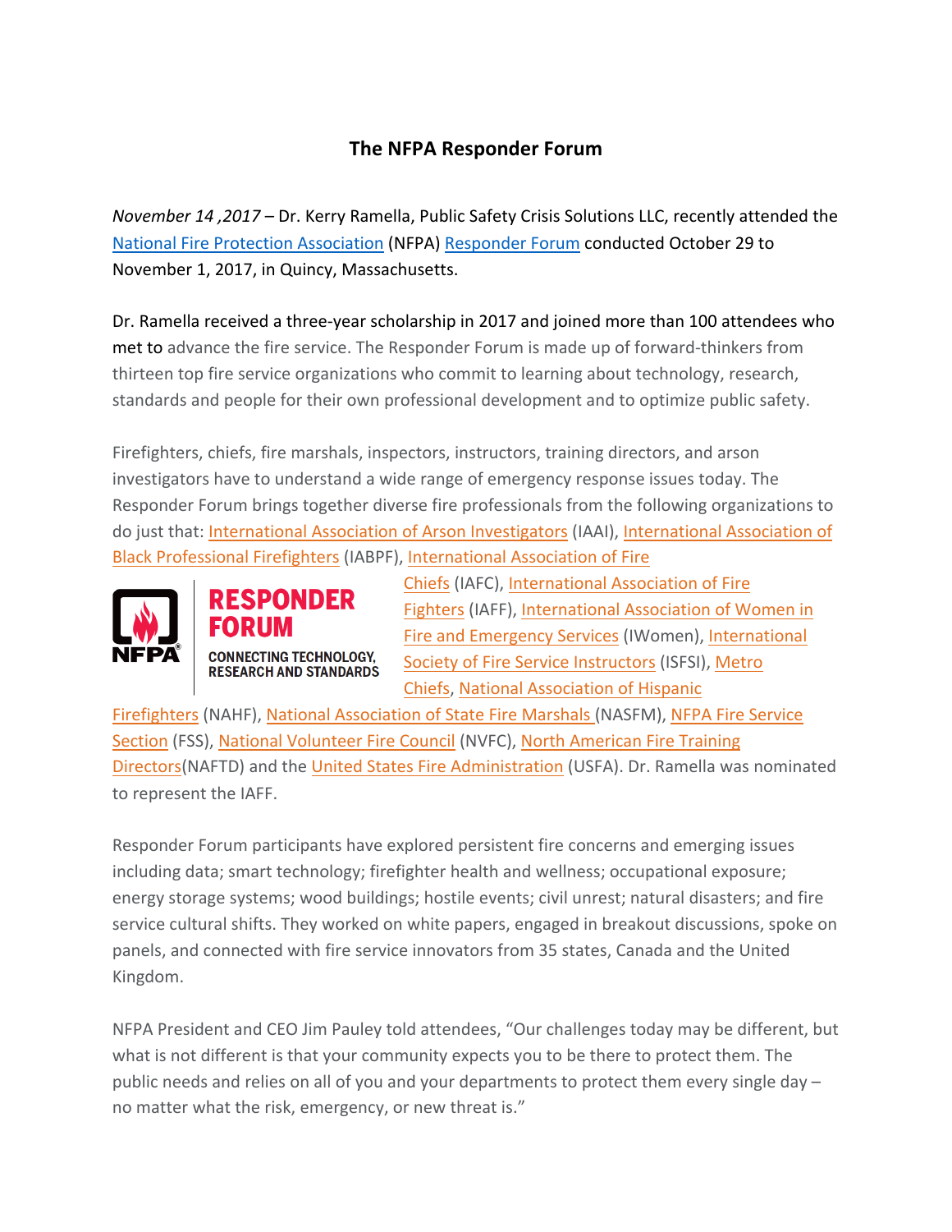# The NFPA Responder Forum

*November 14 ,2017* – Dr. Kerry Ramella, Public Safety Crisis Solutions LLC, recently attended the National Fire Protection Association (NFPA) Responder Forum conducted October 29 to November 1, 2017, in Quincy, Massachusetts.

Dr. Ramella received a three-year scholarship in 2017 and joined more than 100 attendees who met to advance the fire service. The Responder Forum is made up of forward-thinkers from thirteen top fire service organizations who commit to learning about technology, research, standards and people for their own professional development and to optimize public safety.

Firefighters, chiefs, fire marshals, inspectors, instructors, training directors, and arson investigators have to understand a wide range of emergency response issues today. The Responder Forum brings together diverse fire professionals from the following organizations to do just that: International Association of Arson Investigators (IAAI), International Association of Black Professional Firefighters (IABPF), International Association of Fire Chiefs (IAFC), International Association of Fire Fighters (IAFF), International Association of Women in Fire and Emergency Services (IWomen), International Society of Fire Service Instructors (ISFSI), Metro Chiefs, National Association of Hispanic Firefighters (NAHF), National Association of State Fire Marshals (NASFM), NFPA Fire Service Section (FSS), National Volunteer Fire Council (NVFC), North American Fire Training Directors(NAFTD) and the United States Fire Administration (USFA). Dr. Ramella was nominated to represent the IAFF.

NFPA RESPONDER FORUM
CONNECTING TECHNOLOGY, RESEARCH AND STANDARDS

Responder Forum participants have explored persistent fire concerns and emerging issues including data; smart technology; firefighter health and wellness; occupational exposure; energy storage systems; wood buildings; hostile events; civil unrest; natural disasters; and fire service cultural shifts. They worked on white papers, engaged in breakout discussions, spoke on panels, and connected with fire service innovators from 35 states, Canada and the United Kingdom.

NFPA President and CEO Jim Pauley told attendees, "Our challenges today may be different, but what is not different is that your community expects you to be there to protect them. The public needs and relies on all of you and your departments to protect them every single day – no matter what the risk, emergency, or new threat is."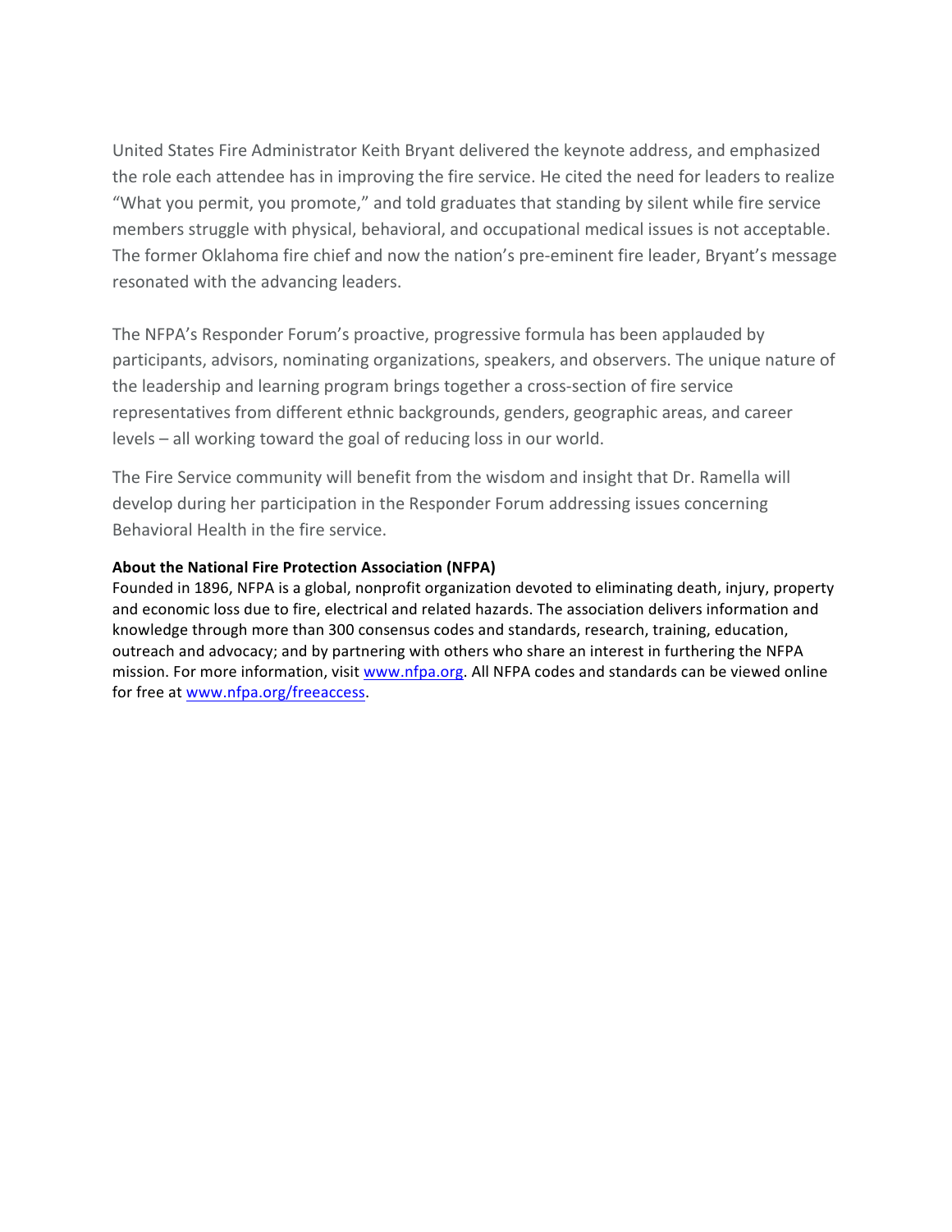United States Fire Administrator Keith Bryant delivered the keynote address, and emphasized the role each attendee has in improving the fire service. He cited the need for leaders to realize "What you permit, you promote," and told graduates that standing by silent while fire service members struggle with physical, behavioral, and occupational medical issues is not acceptable. The former Oklahoma fire chief and now the nation's pre-eminent fire leader, Bryant's message resonated with the advancing leaders.

The NFPA's Responder Forum's proactive, progressive formula has been applauded by participants, advisors, nominating organizations, speakers, and observers. The unique nature of the leadership and learning program brings together a cross-section of fire service representatives from different ethnic backgrounds, genders, geographic areas, and career levels – all working toward the goal of reducing loss in our world.

The Fire Service community will benefit from the wisdom and insight that Dr. Ramella will develop during her participation in the Responder Forum addressing issues concerning Behavioral Health in the fire service.

**About the National Fire Protection Association (NFPA)**
Founded in 1896, NFPA is a global, nonprofit organization devoted to eliminating death, injury, property and economic loss due to fire, electrical and related hazards. The association delivers information and knowledge through more than 300 consensus codes and standards, research, training, education, outreach and advocacy; and by partnering with others who share an interest in furthering the NFPA mission. For more information, visit [www.nfpa.org](http://www.nfpa.org). All NFPA codes and standards can be viewed online for free at [www.nfpa.org/freeaccess](http://www.nfpa.org/freeaccess).